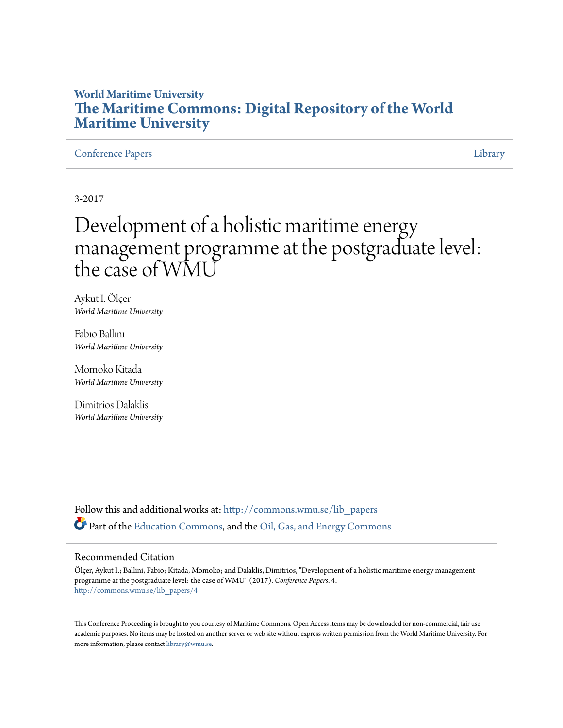**World Maritime University**

**The Maritime Commons: Digital Repository of the World Maritime University**

Conference Papers | Library

3-2017

# Development of a holistic maritime energy management programme at the postgraduate level: the case of WMU

Aykut I. Ölçer
*World Maritime University*

Fabio Ballini
*World Maritime University*

Momoko Kitada
*World Maritime University*

Dimitrios Dalaklis
*World Maritime University*

Follow this and additional works at: http://commons.wmu.se/lib_papers

Part of the Education Commons, and the Oil, Gas, and Energy Commons

## Recommended Citation

Ölçer, Aykut I.; Ballini, Fabio; Kitada, Momoko; and Dalaklis, Dimitrios, "Development of a holistic maritime energy management programme at the postgraduate level: the case of WMU" (2017). *Conference Papers*. 4.
http://commons.wmu.se/lib_papers/4

This Conference Proceeding is brought to you courtesy of Maritime Commons. Open Access items may be downloaded for non-commercial, fair use academic purposes. No items may be hosted on another server or web site without express written permission from the World Maritime University. For more information, please contact library@wmu.se.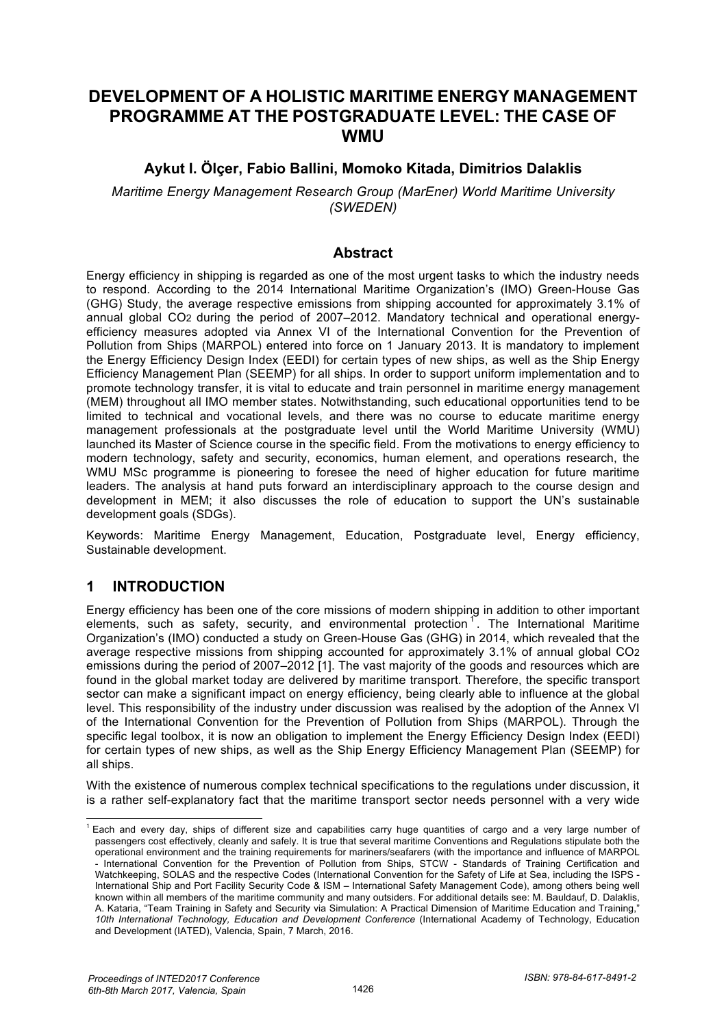# DEVELOPMENT OF A HOLISTIC MARITIME ENERGY MANAGEMENT PROGRAMME AT THE POSTGRADUATE LEVEL: THE CASE OF WMU

**Aykut I. Ölçer, Fabio Ballini, Momoko Kitada, Dimitrios Dalaklis**

*Maritime Energy Management Research Group (MarEner) World Maritime University (SWEDEN)*

## Abstract

Energy efficiency in shipping is regarded as one of the most urgent tasks to which the industry needs to respond. According to the 2014 International Maritime Organization's (IMO) Green-House Gas (GHG) Study, the average respective emissions from shipping accounted for approximately 3.1% of annual global $CO_2$ during the period of 2007–2012. Mandatory technical and operational energy-efficiency measures adopted via Annex VI of the International Convention for the Prevention of Pollution from Ships (MARPOL) entered into force on 1 January 2013. It is mandatory to implement the Energy Efficiency Design Index (EEDI) for certain types of new ships, as well as the Ship Energy Efficiency Management Plan (SEEMP) for all ships. In order to support uniform implementation and to promote technology transfer, it is vital to educate and train personnel in maritime energy management (MEM) throughout all IMO member states. Notwithstanding, such educational opportunities tend to be limited to technical and vocational levels, and there was no course to educate maritime energy management professionals at the postgraduate level until the World Maritime University (WMU) launched its Master of Science course in the specific field. From the motivations to energy efficiency to modern technology, safety and security, economics, human element, and operations research, the WMU MSc programme is pioneering to foresee the need of higher education for future maritime leaders. The analysis at hand puts forward an interdisciplinary approach to the course design and development in MEM; it also discusses the role of education to support the UN's sustainable development goals (SDGs).

Keywords: Maritime Energy Management, Education, Postgraduate level, Energy efficiency, Sustainable development.

## 1 INTRODUCTION

Energy efficiency has been one of the core missions of modern shipping in addition to other important elements, such as safety, security, and environmental protection [1]. The International Maritime Organization's (IMO) conducted a study on Green-House Gas (GHG) in 2014, which revealed that the average respective missions from shipping accounted for approximately 3.1% of annual global $CO_2$ emissions during the period of 2007–2012 [1]. The vast majority of the goods and resources which are found in the global market today are delivered by maritime transport. Therefore, the specific transport sector can make a significant impact on energy efficiency, being clearly able to influence at the global level. This responsibility of the industry under discussion was realised by the adoption of the Annex VI of the International Convention for the Prevention of Pollution from Ships (MARPOL). Through the specific legal toolbox, it is now an obligation to implement the Energy Efficiency Design Index (EEDI) for certain types of new ships, as well as the Ship Energy Efficiency Management Plan (SEEMP) for all ships.

With the existence of numerous complex technical specifications to the regulations under discussion, it is a rather self-explanatory fact that the maritime transport sector needs personnel with a very wide

[1] Each and every day, ships of different size and capabilities carry huge quantities of cargo and a very large number of passengers cost effectively, cleanly and safely. It is true that several maritime Conventions and Regulations stipulate both the operational environment and the training requirements for mariners/seafarers (with the importance and influence of MARPOL - International Convention for the Prevention of Pollution from Ships, STCW - Standards of Training Certification and Watchkeeping, SOLAS and the respective Codes (International Convention for the Safety of Life at Sea, including the ISPS - International Ship and Port Facility Security Code & ISM – International Safety Management Code), among others being well known within all members of the maritime community and many outsiders. For additional details see: M. Bauldauf, D. Dalaklis, A. Kataria, "Team Training in Safety and Security via Simulation: A Practical Dimension of Maritime Education and Training," *10th International Technology, Education and Development Conference* (International Academy of Technology, Education and Development (IATED), Valencia, Spain, 7 March, 2016.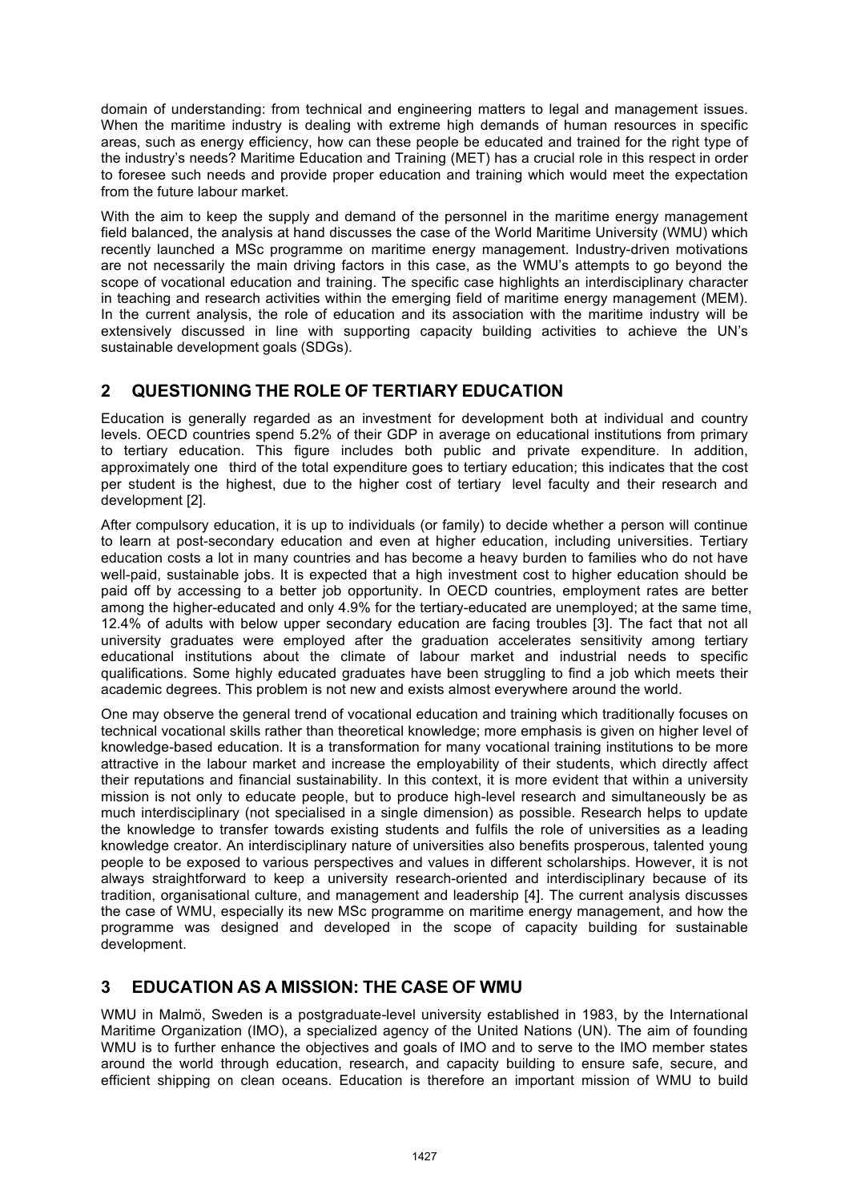domain of understanding: from technical and engineering matters to legal and management issues. When the maritime industry is dealing with extreme high demands of human resources in specific areas, such as energy efficiency, how can these people be educated and trained for the right type of the industry's needs? Maritime Education and Training (MET) has a crucial role in this respect in order to foresee such needs and provide proper education and training which would meet the expectation from the future labour market.

With the aim to keep the supply and demand of the personnel in the maritime energy management field balanced, the analysis at hand discusses the case of the World Maritime University (WMU) which recently launched a MSc programme on maritime energy management. Industry-driven motivations are not necessarily the main driving factors in this case, as the WMU's attempts to go beyond the scope of vocational education and training. The specific case highlights an interdisciplinary character in teaching and research activities within the emerging field of maritime energy management (MEM). In the current analysis, the role of education and its association with the maritime industry will be extensively discussed in line with supporting capacity building activities to achieve the UN's sustainable development goals (SDGs).

## 2 QUESTIONING THE ROLE OF TERTIARY EDUCATION

Education is generally regarded as an investment for development both at individual and country levels. OECD countries spend 5.2% of their GDP in average on educational institutions from primary to tertiary education. This figure includes both public and private expenditure. In addition, approximately one third of the total expenditure goes to tertiary education; this indicates that the cost per student is the highest, due to the higher cost of tertiary level faculty and their research and development [2].

After compulsory education, it is up to individuals (or family) to decide whether a person will continue to learn at post-secondary education and even at higher education, including universities. Tertiary education costs a lot in many countries and has become a heavy burden to families who do not have well-paid, sustainable jobs. It is expected that a high investment cost to higher education should be paid off by accessing to a better job opportunity. In OECD countries, employment rates are better among the higher-educated and only 4.9% for the tertiary-educated are unemployed; at the same time, 12.4% of adults with below upper secondary education are facing troubles [3]. The fact that not all university graduates were employed after the graduation accelerates sensitivity among tertiary educational institutions about the climate of labour market and industrial needs to specific qualifications. Some highly educated graduates have been struggling to find a job which meets their academic degrees. This problem is not new and exists almost everywhere around the world.

One may observe the general trend of vocational education and training which traditionally focuses on technical vocational skills rather than theoretical knowledge; more emphasis is given on higher level of knowledge-based education. It is a transformation for many vocational training institutions to be more attractive in the labour market and increase the employability of their students, which directly affect their reputations and financial sustainability. In this context, it is more evident that within a university mission is not only to educate people, but to produce high-level research and simultaneously be as much interdisciplinary (not specialised in a single dimension) as possible. Research helps to update the knowledge to transfer towards existing students and fulfils the role of universities as a leading knowledge creator. An interdisciplinary nature of universities also benefits prosperous, talented young people to be exposed to various perspectives and values in different scholarships. However, it is not always straightforward to keep a university research-oriented and interdisciplinary because of its tradition, organisational culture, and management and leadership [4]. The current analysis discusses the case of WMU, especially its new MSc programme on maritime energy management, and how the programme was designed and developed in the scope of capacity building for sustainable development.

## 3 EDUCATION AS A MISSION: THE CASE OF WMU

WMU in Malmö, Sweden is a postgraduate-level university established in 1983, by the International Maritime Organization (IMO), a specialized agency of the United Nations (UN). The aim of founding WMU is to further enhance the objectives and goals of IMO and to serve to the IMO member states around the world through education, research, and capacity building to ensure safe, secure, and efficient shipping on clean oceans. Education is therefore an important mission of WMU to build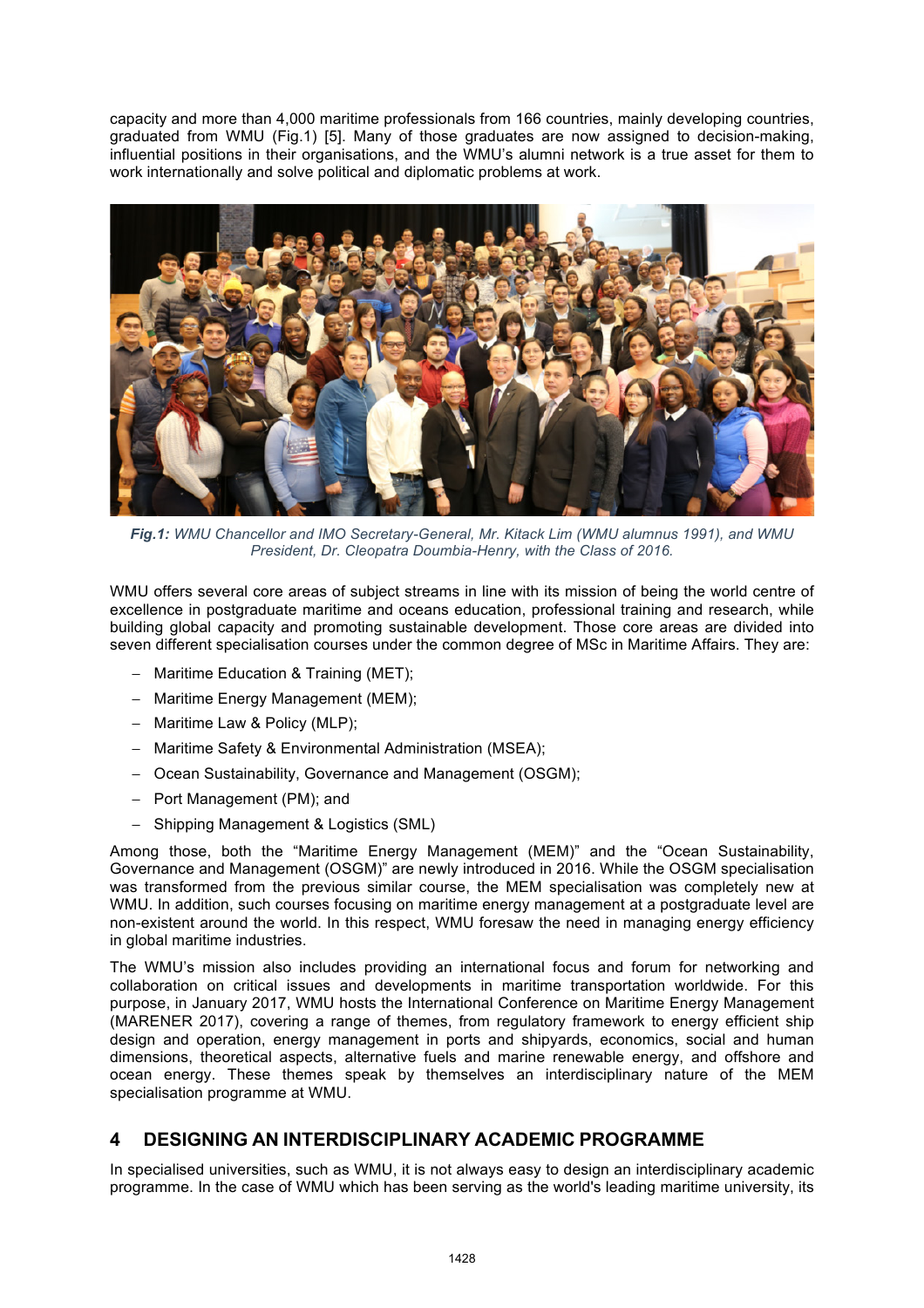capacity and more than 4,000 maritime professionals from 166 countries, mainly developing countries, graduated from WMU (Fig.1) [5]. Many of those graduates are now assigned to decision-making, influential positions in their organisations, and the WMU's alumni network is a true asset for them to work internationally and solve political and diplomatic problems at work.

***Fig.1:*** *WMU Chancellor and IMO Secretary-General, Mr. Kitack Lim (WMU alumnus 1991), and WMU President, Dr. Cleopatra Doumbia-Henry, with the Class of 2016.*

WMU offers several core areas of subject streams in line with its mission of being the world centre of excellence in postgraduate maritime and oceans education, professional training and research, while building global capacity and promoting sustainable development. Those core areas are divided into seven different specialisation courses under the common degree of MSc in Maritime Affairs. They are:

- Maritime Education & Training (MET);
- Maritime Energy Management (MEM);
- Maritime Law & Policy (MLP);
- Maritime Safety & Environmental Administration (MSEA);
- Ocean Sustainability, Governance and Management (OSGM);
- Port Management (PM); and
- Shipping Management & Logistics (SML)

Among those, both the "Maritime Energy Management (MEM)" and the "Ocean Sustainability, Governance and Management (OSGM)" are newly introduced in 2016. While the OSGM specialisation was transformed from the previous similar course, the MEM specialisation was completely new at WMU. In addition, such courses focusing on maritime energy management at a postgraduate level are non-existent around the world. In this respect, WMU foresaw the need in managing energy efficiency in global maritime industries.

The WMU's mission also includes providing an international focus and forum for networking and collaboration on critical issues and developments in maritime transportation worldwide. For this purpose, in January 2017, WMU hosts the International Conference on Maritime Energy Management (MARENER 2017), covering a range of themes, from regulatory framework to energy efficient ship design and operation, energy management in ports and shipyards, economics, social and human dimensions, theoretical aspects, alternative fuels and marine renewable energy, and offshore and ocean energy. These themes speak by themselves an interdisciplinary nature of the MEM specialisation programme at WMU.

## 4 DESIGNING AN INTERDISCIPLINARY ACADEMIC PROGRAMME

In specialised universities, such as WMU, it is not always easy to design an interdisciplinary academic programme. In the case of WMU which has been serving as the world's leading maritime university, its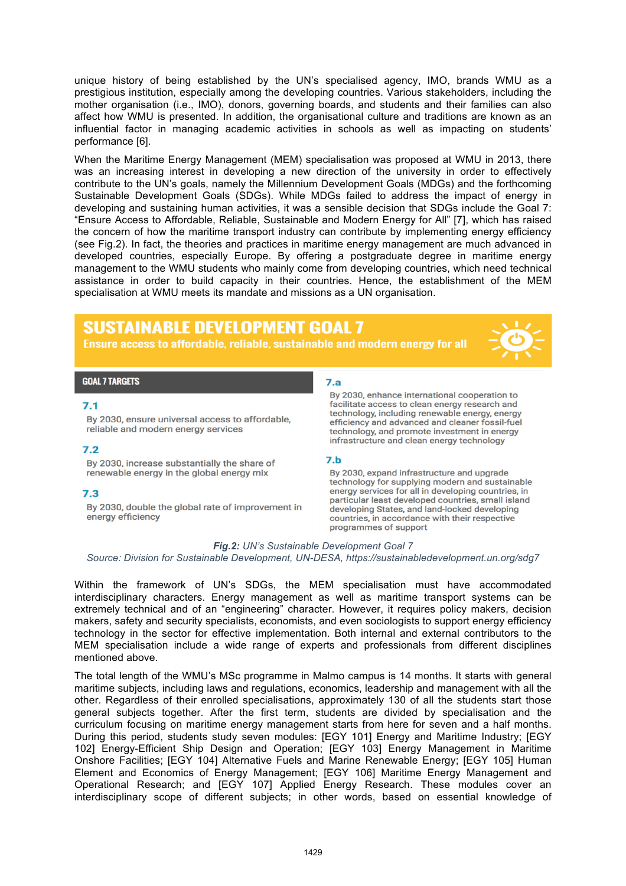unique history of being established by the UN's specialised agency, IMO, brands WMU as a prestigious institution, especially among the developing countries. Various stakeholders, including the mother organisation (i.e., IMO), donors, governing boards, and students and their families can also affect how WMU is presented. In addition, the organisational culture and traditions are known as an influential factor in managing academic activities in schools as well as impacting on students' performance [6].

When the Maritime Energy Management (MEM) specialisation was proposed at WMU in 2013, there was an increasing interest in developing a new direction of the university in order to effectively contribute to the UN's goals, namely the Millennium Development Goals (MDGs) and the forthcoming Sustainable Development Goals (SDGs). While MDGs failed to address the impact of energy in developing and sustaining human activities, it was a sensible decision that SDGs include the Goal 7: "Ensure Access to Affordable, Reliable, Sustainable and Modern Energy for All" [7], which has raised the concern of how the maritime transport industry can contribute by implementing energy efficiency (see Fig.2). In fact, the theories and practices in maritime energy management are much advanced in developed countries, especially Europe. By offering a postgraduate degree in maritime energy management to the WMU students who mainly come from developing countries, which need technical assistance in order to build capacity in their countries. Hence, the establishment of the MEM specialisation at WMU meets its mandate and missions as a UN organisation.

**SUSTAINABLE DEVELOPMENT GOAL 7**

**Ensure access to affordable, reliable, sustainable and modern energy for all**

**GOAL 7 TARGETS**

**7.1**
By 2030, ensure universal access to affordable, reliable and modern energy services

**7.2**
By 2030, increase substantially the share of renewable energy in the global energy mix

**7.3**
By 2030, double the global rate of improvement in energy efficiency

**7.a**
By 2030, enhance international cooperation to facilitate access to clean energy research and technology, including renewable energy, energy efficiency and advanced and cleaner fossil-fuel technology, and promote investment in energy infrastructure and clean energy technology

**7.b**
By 2030, expand infrastructure and upgrade technology for supplying modern and sustainable energy services for all in developing countries, in particular least developed countries, small island developing States, and land-locked developing countries, in accordance with their respective programmes of support

***Fig.2:*** *UN's Sustainable Development Goal 7*
*Source: Division for Sustainable Development, UN-DESA, https://sustainabledevelopment.un.org/sdg7*

Within the framework of UN's SDGs, the MEM specialisation must have accommodated interdisciplinary characters. Energy management as well as maritime transport systems can be extremely technical and of an "engineering" character. However, it requires policy makers, decision makers, safety and security specialists, economists, and even sociologists to support energy efficiency technology in the sector for effective implementation. Both internal and external contributors to the MEM specialisation include a wide range of experts and professionals from different disciplines mentioned above.

The total length of the WMU's MSc programme in Malmo campus is 14 months. It starts with general maritime subjects, including laws and regulations, economics, leadership and management with all the other. Regardless of their enrolled specialisations, approximately 130 of all the students start those general subjects together. After the first term, students are divided by specialisation and the curriculum focusing on maritime energy management starts from here for seven and a half months. During this period, students study seven modules: [EGY 101] Energy and Maritime Industry; [EGY 102] Energy-Efficient Ship Design and Operation; [EGY 103] Energy Management in Maritime Onshore Facilities; [EGY 104] Alternative Fuels and Marine Renewable Energy; [EGY 105] Human Element and Economics of Energy Management; [EGY 106] Maritime Energy Management and Operational Research; and [EGY 107] Applied Energy Research. These modules cover an interdisciplinary scope of different subjects; in other words, based on essential knowledge of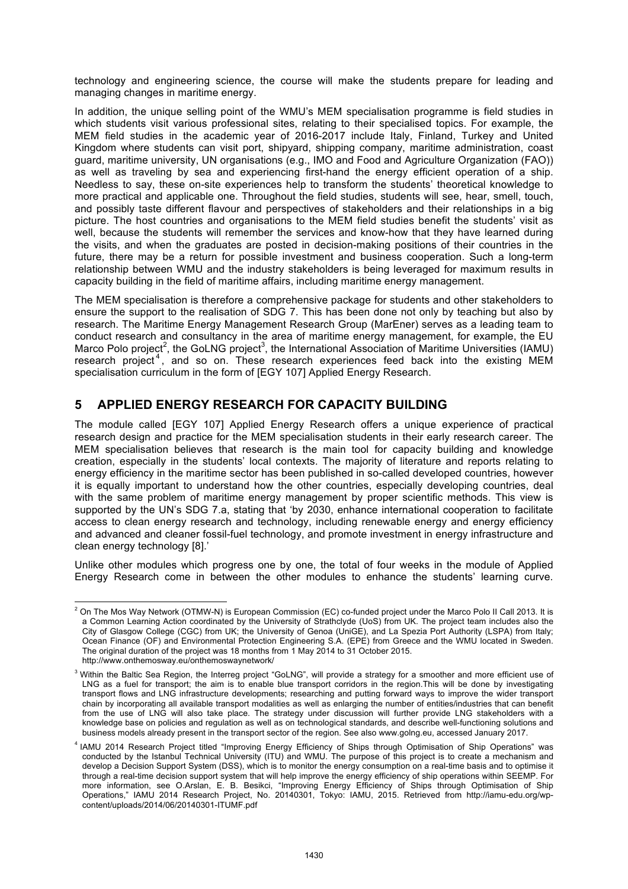technology and engineering science, the course will make the students prepare for leading and managing changes in maritime energy.

In addition, the unique selling point of the WMU's MEM specialisation programme is field studies in which students visit various professional sites, relating to their specialised topics. For example, the MEM field studies in the academic year of 2016-2017 include Italy, Finland, Turkey and United Kingdom where students can visit port, shipyard, shipping company, maritime administration, coast guard, maritime university, UN organisations (e.g., IMO and Food and Agriculture Organization (FAO)) as well as traveling by sea and experiencing first-hand the energy efficient operation of a ship. Needless to say, these on-site experiences help to transform the students' theoretical knowledge to more practical and applicable one. Throughout the field studies, students will see, hear, smell, touch, and possibly taste different flavour and perspectives of stakeholders and their relationships in a big picture. The host countries and organisations to the MEM field studies benefit the students' visit as well, because the students will remember the services and know-how that they have learned during the visits, and when the graduates are posted in decision-making positions of their countries in the future, there may be a return for possible investment and business cooperation. Such a long-term relationship between WMU and the industry stakeholders is being leveraged for maximum results in capacity building in the field of maritime affairs, including maritime energy management.

The MEM specialisation is therefore a comprehensive package for students and other stakeholders to ensure the support to the realisation of SDG 7. This has been done not only by teaching but also by research. The Maritime Energy Management Research Group (MarEner) serves as a leading team to conduct research and consultancy in the area of maritime energy management, for example, the EU Marco Polo project[2], the GoLNG project[3], the International Association of Maritime Universities (IAMU) research project[4], and so on. These research experiences feed back into the existing MEM specialisation curriculum in the form of [EGY 107] Applied Energy Research.

## 5 APPLIED ENERGY RESEARCH FOR CAPACITY BUILDING

The module called [EGY 107] Applied Energy Research offers a unique experience of practical research design and practice for the MEM specialisation students in their early research career. The MEM specialisation believes that research is the main tool for capacity building and knowledge creation, especially in the students' local contexts. The majority of literature and reports relating to energy efficiency in the maritime sector has been published in so-called developed countries, however it is equally important to understand how the other countries, especially developing countries, deal with the same problem of maritime energy management by proper scientific methods. This view is supported by the UN's SDG 7.a, stating that 'by 2030, enhance international cooperation to facilitate access to clean energy research and technology, including renewable energy and energy efficiency and advanced and cleaner fossil-fuel technology, and promote investment in energy infrastructure and clean energy technology [8].'

Unlike other modules which progress one by one, the total of four weeks in the module of Applied Energy Research come in between the other modules to enhance the students' learning curve.

---

[2] On The Mos Way Network (OTMW-N) is European Commission (EC) co-funded project under the Marco Polo II Call 2013. It is a Common Learning Action coordinated by the University of Strathclyde (UoS) from UK. The project team includes also the City of Glasgow College (CGC) from UK; the University of Genoa (UniGE), and La Spezia Port Authority (LSPA) from Italy; Ocean Finance (OF) and Environmental Protection Engineering S.A. (EPE) from Greece and the WMU located in Sweden. The original duration of the project was 18 months from 1 May 2014 to 31 October 2015. http://www.onthemosway.eu/onthemoswaynetwork/

[3] Within the Baltic Sea Region, the Interreg project "GoLNG", will provide a strategy for a smoother and more efficient use of LNG as a fuel for transport; the aim is to enable blue transport corridors in the region.This will be done by investigating transport flows and LNG infrastructure developments; researching and putting forward ways to improve the wider transport chain by incorporating all available transport modalities as well as enlarging the number of entities/industries that can benefit from the use of LNG will also take place. The strategy under discussion will further provide LNG stakeholders with a knowledge base on policies and regulation as well as on technological standards, and describe well-functioning solutions and business models already present in the transport sector of the region. See also www.golng.eu, accessed January 2017.

[4] IAMU 2014 Research Project titled "Improving Energy Efficiency of Ships through Optimisation of Ship Operations" was conducted by the Istanbul Technical University (ITU) and WMU. The purpose of this project is to create a mechanism and develop a Decision Support System (DSS), which is to monitor the energy consumption on a real-time basis and to optimise it through a real-time decision support system that will help improve the energy efficiency of ship operations within SEEMP. For more information, see O.Arslan, E. B. Besikci, "Improving Energy Efficiency of Ships through Optimisation of Ship Operations," IAMU 2014 Research Project, No. 20140301, Tokyo: IAMU, 2015. Retrieved from http://iamu-edu.org/wp-content/uploads/2014/06/20140301-ITUMF.pdf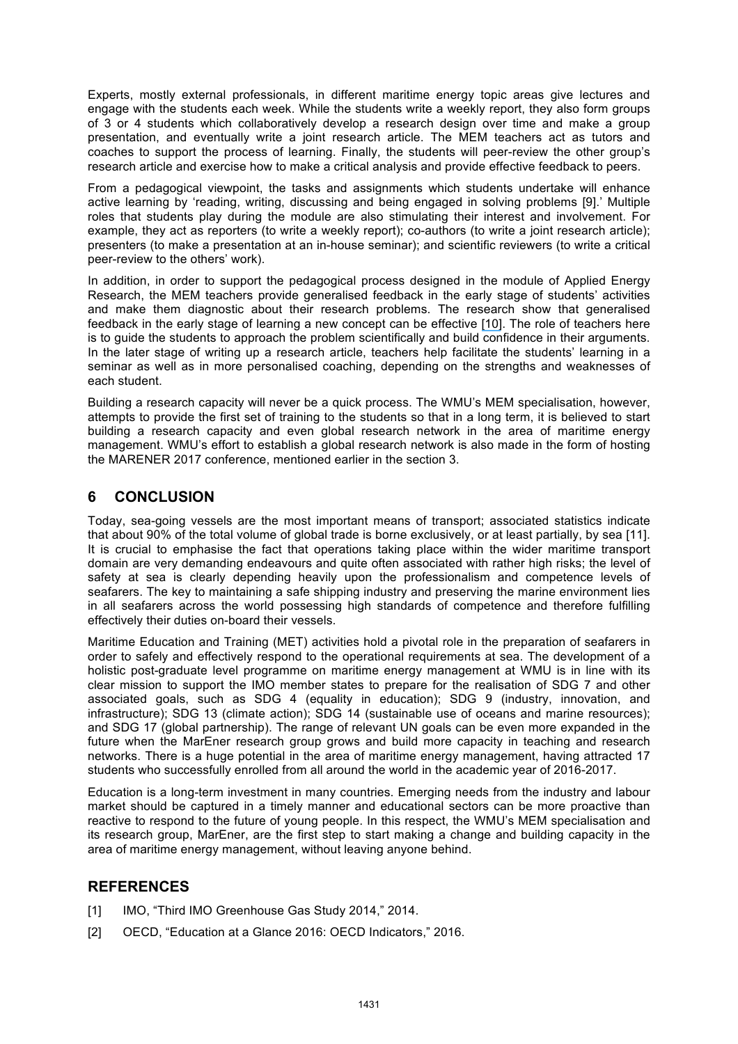Experts, mostly external professionals, in different maritime energy topic areas give lectures and engage with the students each week. While the students write a weekly report, they also form groups of 3 or 4 students which collaboratively develop a research design over time and make a group presentation, and eventually write a joint research article. The MEM teachers act as tutors and coaches to support the process of learning. Finally, the students will peer-review the other group's research article and exercise how to make a critical analysis and provide effective feedback to peers.

From a pedagogical viewpoint, the tasks and assignments which students undertake will enhance active learning by 'reading, writing, discussing and being engaged in solving problems [9].' Multiple roles that students play during the module are also stimulating their interest and involvement. For example, they act as reporters (to write a weekly report); co-authors (to write a joint research article); presenters (to make a presentation at an in-house seminar); and scientific reviewers (to write a critical peer-review to the others' work).

In addition, in order to support the pedagogical process designed in the module of Applied Energy Research, the MEM teachers provide generalised feedback in the early stage of students' activities and make them diagnostic about their research problems. The research show that generalised feedback in the early stage of learning a new concept can be effective [10]. The role of teachers here is to guide the students to approach the problem scientifically and build confidence in their arguments. In the later stage of writing up a research article, teachers help facilitate the students' learning in a seminar as well as in more personalised coaching, depending on the strengths and weaknesses of each student.

Building a research capacity will never be a quick process. The WMU's MEM specialisation, however, attempts to provide the first set of training to the students so that in a long term, it is believed to start building a research capacity and even global research network in the area of maritime energy management. WMU's effort to establish a global research network is also made in the form of hosting the MARENER 2017 conference, mentioned earlier in the section 3.

## 6 CONCLUSION

Today, sea-going vessels are the most important means of transport; associated statistics indicate that about 90% of the total volume of global trade is borne exclusively, or at least partially, by sea [11]. It is crucial to emphasise the fact that operations taking place within the wider maritime transport domain are very demanding endeavours and quite often associated with rather high risks; the level of safety at sea is clearly depending heavily upon the professionalism and competence levels of seafarers. The key to maintaining a safe shipping industry and preserving the marine environment lies in all seafarers across the world possessing high standards of competence and therefore fulfilling effectively their duties on-board their vessels.

Maritime Education and Training (MET) activities hold a pivotal role in the preparation of seafarers in order to safely and effectively respond to the operational requirements at sea. The development of a holistic post-graduate level programme on maritime energy management at WMU is in line with its clear mission to support the IMO member states to prepare for the realisation of SDG 7 and other associated goals, such as SDG 4 (equality in education); SDG 9 (industry, innovation, and infrastructure); SDG 13 (climate action); SDG 14 (sustainable use of oceans and marine resources); and SDG 17 (global partnership). The range of relevant UN goals can be even more expanded in the future when the MarEner research group grows and build more capacity in teaching and research networks. There is a huge potential in the area of maritime energy management, having attracted 17 students who successfully enrolled from all around the world in the academic year of 2016-2017.

Education is a long-term investment in many countries. Emerging needs from the industry and labour market should be captured in a timely manner and educational sectors can be more proactive than reactive to respond to the future of young people. In this respect, the WMU's MEM specialisation and its research group, MarEner, are the first step to start making a change and building capacity in the area of maritime energy management, without leaving anyone behind.

## REFERENCES

[1] IMO, "Third IMO Greenhouse Gas Study 2014," 2014.

[2] OECD, "Education at a Glance 2016: OECD Indicators," 2016.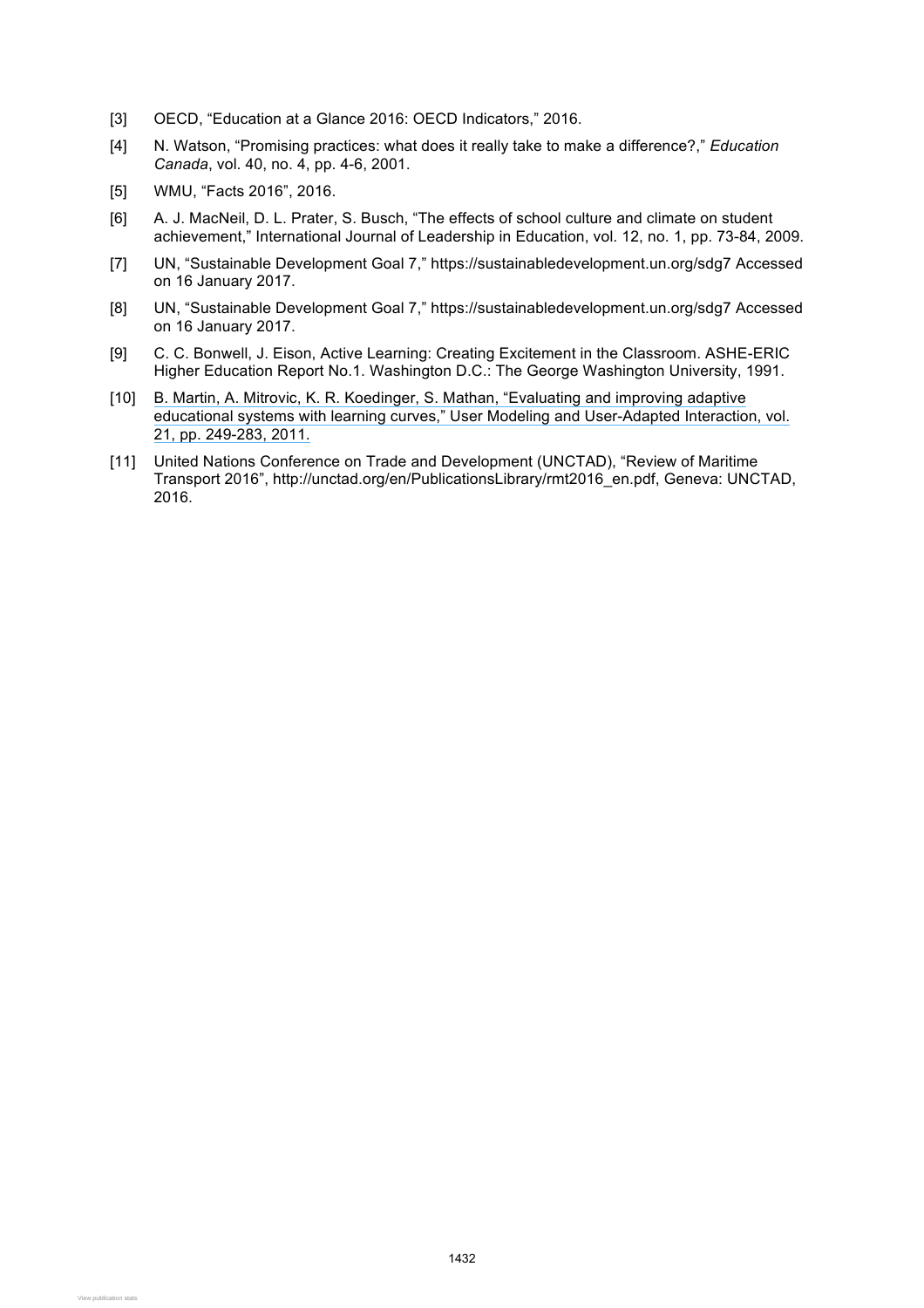[3] OECD, "Education at a Glance 2016: OECD Indicators," 2016.

[4] N. Watson, "Promising practices: what does it really take to make a difference?," *Education Canada*, vol. 40, no. 4, pp. 4-6, 2001.

[5] WMU, "Facts 2016", 2016.

[6] A. J. MacNeil, D. L. Prater, S. Busch, "The effects of school culture and climate on student achievement," International Journal of Leadership in Education, vol. 12, no. 1, pp. 73-84, 2009.

[7] UN, "Sustainable Development Goal 7," https://sustainabledevelopment.un.org/sdg7 Accessed on 16 January 2017.

[8] UN, "Sustainable Development Goal 7," https://sustainabledevelopment.un.org/sdg7 Accessed on 16 January 2017.

[9] C. C. Bonwell, J. Eison, Active Learning: Creating Excitement in the Classroom. ASHE-ERIC Higher Education Report No.1. Washington D.C.: The George Washington University, 1991.

[10] B. Martin, A. Mitrovic, K. R. Koedinger, S. Mathan, "Evaluating and improving adaptive educational systems with learning curves," User Modeling and User-Adapted Interaction, vol. 21, pp. 249-283, 2011.

[11] United Nations Conference on Trade and Development (UNCTAD), "Review of Maritime Transport 2016", http://unctad.org/en/PublicationsLibrary/rmt2016_en.pdf, Geneva: UNCTAD, 2016.